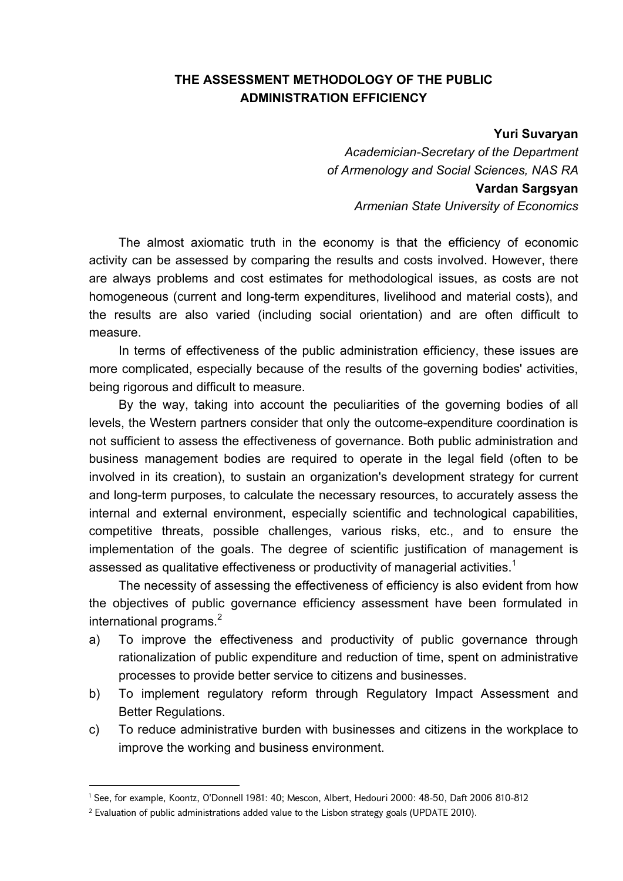# THE ASSESSMENT METHODOLOGY OF THE PUBLIC ADMINISTRATION EFFICIENCY

**Yuri Suvaryan**
*Academician-Secretary of the Department of Armenology and Social Sciences, NAS RA*

**Vardan Sargsyan**
*Armenian State University of Economics*

The almost axiomatic truth in the economy is that the efficiency of economic activity can be assessed by comparing the results and costs involved. However, there are always problems and cost estimates for methodological issues, as costs are not homogeneous (current and long-term expenditures, livelihood and material costs), and the results are also varied (including social orientation) and are often difficult to measure.

In terms of effectiveness of the public administration efficiency, these issues are more complicated, especially because of the results of the governing bodies' activities, being rigorous and difficult to measure.

By the way, taking into account the peculiarities of the governing bodies of all levels, the Western partners consider that only the outcome-expenditure coordination is not sufficient to assess the effectiveness of governance. Both public administration and business management bodies are required to operate in the legal field (often to be involved in its creation), to sustain an organization's development strategy for current and long-term purposes, to calculate the necessary resources, to accurately assess the internal and external environment, especially scientific and technological capabilities, competitive threats, possible challenges, various risks, etc., and to ensure the implementation of the goals. The degree of scientific justification of management is assessed as qualitative effectiveness or productivity of managerial activities.[1]

The necessity of assessing the effectiveness of efficiency is also evident from how the objectives of public governance efficiency assessment have been formulated in international programs.[2]

a) To improve the effectiveness and productivity of public governance through rationalization of public expenditure and reduction of time, spent on administrative processes to provide better service to citizens and businesses.
b) To implement regulatory reform through Regulatory Impact Assessment and Better Regulations.
c) To reduce administrative burden with businesses and citizens in the workplace to improve the working and business environment.

---

[1] See, for example, Koontz, O'Donnell 1981: 40; Mescon, Albert, Hedouri 2000: 48-50, Daft 2006 810-812

[2] Evaluation of public administrations added value to the Lisbon strategy goals (UPDATE 2010).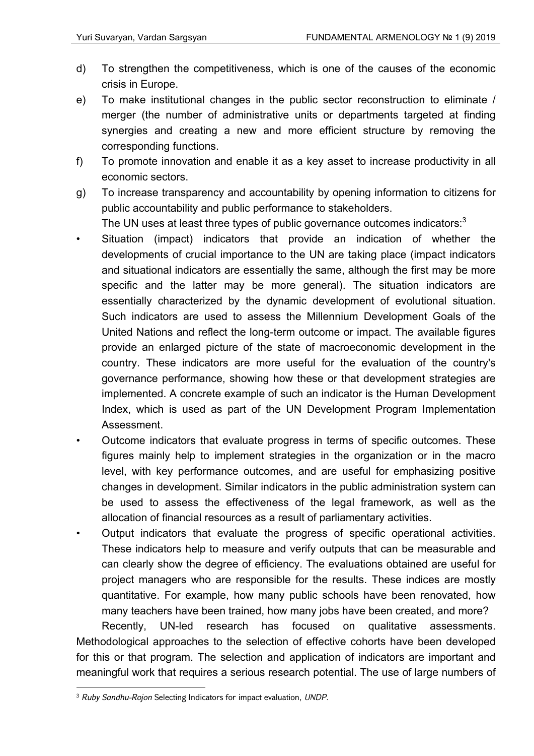d) To strengthen the competitiveness, which is one of the causes of the economic crisis in Europe.

e) To make institutional changes in the public sector reconstruction to eliminate / merger (the number of administrative units or departments targeted at finding synergies and creating a new and more efficient structure by removing the corresponding functions.

f) To promote innovation and enable it as a key asset to increase productivity in all economic sectors.

g) To increase transparency and accountability by opening information to citizens for public accountability and public performance to stakeholders.

The UN uses at least three types of public governance outcomes indicators:[3]

- Situation (impact) indicators that provide an indication of whether the developments of crucial importance to the UN are taking place (impact indicators and situational indicators are essentially the same, although the first may be more specific and the latter may be more general). The situation indicators are essentially characterized by the dynamic development of evolutional situation. Such indicators are used to assess the Millennium Development Goals of the United Nations and reflect the long-term outcome or impact. The available figures provide an enlarged picture of the state of macroeconomic development in the country. These indicators are more useful for the evaluation of the country's governance performance, showing how these or that development strategies are implemented. A concrete example of such an indicator is the Human Development Index, which is used as part of the UN Development Program Implementation Assessment.
- Outcome indicators that evaluate progress in terms of specific outcomes. These figures mainly help to implement strategies in the organization or in the macro level, with key performance outcomes, and are useful for emphasizing positive changes in development. Similar indicators in the public administration system can be used to assess the effectiveness of the legal framework, as well as the allocation of financial resources as a result of parliamentary activities.
- Output indicators that evaluate the progress of specific operational activities. These indicators help to measure and verify outputs that can be measurable and can clearly show the degree of efficiency. The evaluations obtained are useful for project managers who are responsible for the results. These indices are mostly quantitative. For example, how many public schools have been renovated, how many teachers have been trained, how many jobs have been created, and more?

Recently, UN-led research has focused on qualitative assessments. Methodological approaches to the selection of effective cohorts have been developed for this or that program. The selection and application of indicators are important and meaningful work that requires a serious research potential. The use of large numbers of

---

[3] *Ruby Sandhu-Rojon* Selecting Indicators for impact evaluation, *UNDP*.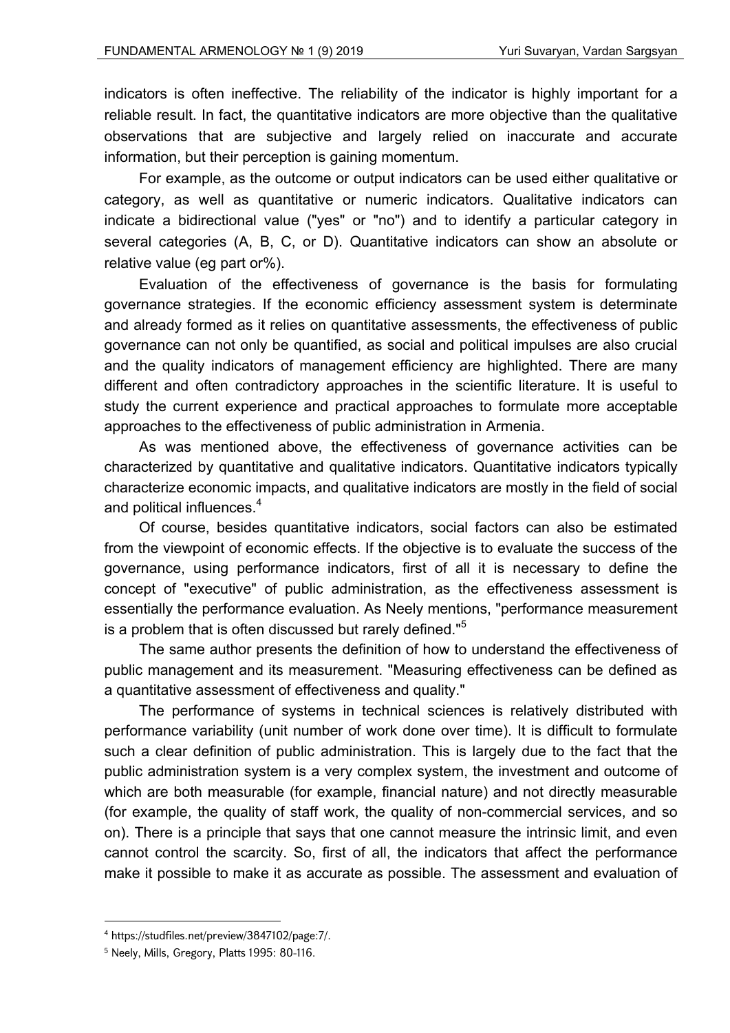indicators is often ineffective. The reliability of the indicator is highly important for a reliable result. In fact, the quantitative indicators are more objective than the qualitative observations that are subjective and largely relied on inaccurate and accurate information, but their perception is gaining momentum.

For example, as the outcome or output indicators can be used either qualitative or category, as well as quantitative or numeric indicators. Qualitative indicators can indicate a bidirectional value ("yes" or "no") and to identify a particular category in several categories (A, B, C, or D). Quantitative indicators can show an absolute or relative value (eg part or%).

Evaluation of the effectiveness of governance is the basis for formulating governance strategies. If the economic efficiency assessment system is determinate and already formed as it relies on quantitative assessments, the effectiveness of public governance can not only be quantified, as social and political impulses are also crucial and the quality indicators of management efficiency are highlighted. There are many different and often contradictory approaches in the scientific literature. It is useful to study the current experience and practical approaches to formulate more acceptable approaches to the effectiveness of public administration in Armenia.

As was mentioned above, the effectiveness of governance activities can be characterized by quantitative and qualitative indicators. Quantitative indicators typically characterize economic impacts, and qualitative indicators are mostly in the field of social and political influences.[4]

Of course, besides quantitative indicators, social factors can also be estimated from the viewpoint of economic effects. If the objective is to evaluate the success of the governance, using performance indicators, first of all it is necessary to define the concept of "executive" of public administration, as the effectiveness assessment is essentially the performance evaluation. As Neely mentions, "performance measurement is a problem that is often discussed but rarely defined."[5]

The same author presents the definition of how to understand the effectiveness of public management and its measurement. "Measuring effectiveness can be defined as a quantitative assessment of effectiveness and quality."

The performance of systems in technical sciences is relatively distributed with performance variability (unit number of work done over time). It is difficult to formulate such a clear definition of public administration. This is largely due to the fact that the public administration system is a very complex system, the investment and outcome of which are both measurable (for example, financial nature) and not directly measurable (for example, the quality of staff work, the quality of non-commercial services, and so on). There is a principle that says that one cannot measure the intrinsic limit, and even cannot control the scarcity. So, first of all, the indicators that affect the performance make it possible to make it as accurate as possible. The assessment and evaluation of

---

[4] https://studfiles.net/preview/3847102/page:7/.

[5] Neely, Mills, Gregory, Platts 1995: 80-116.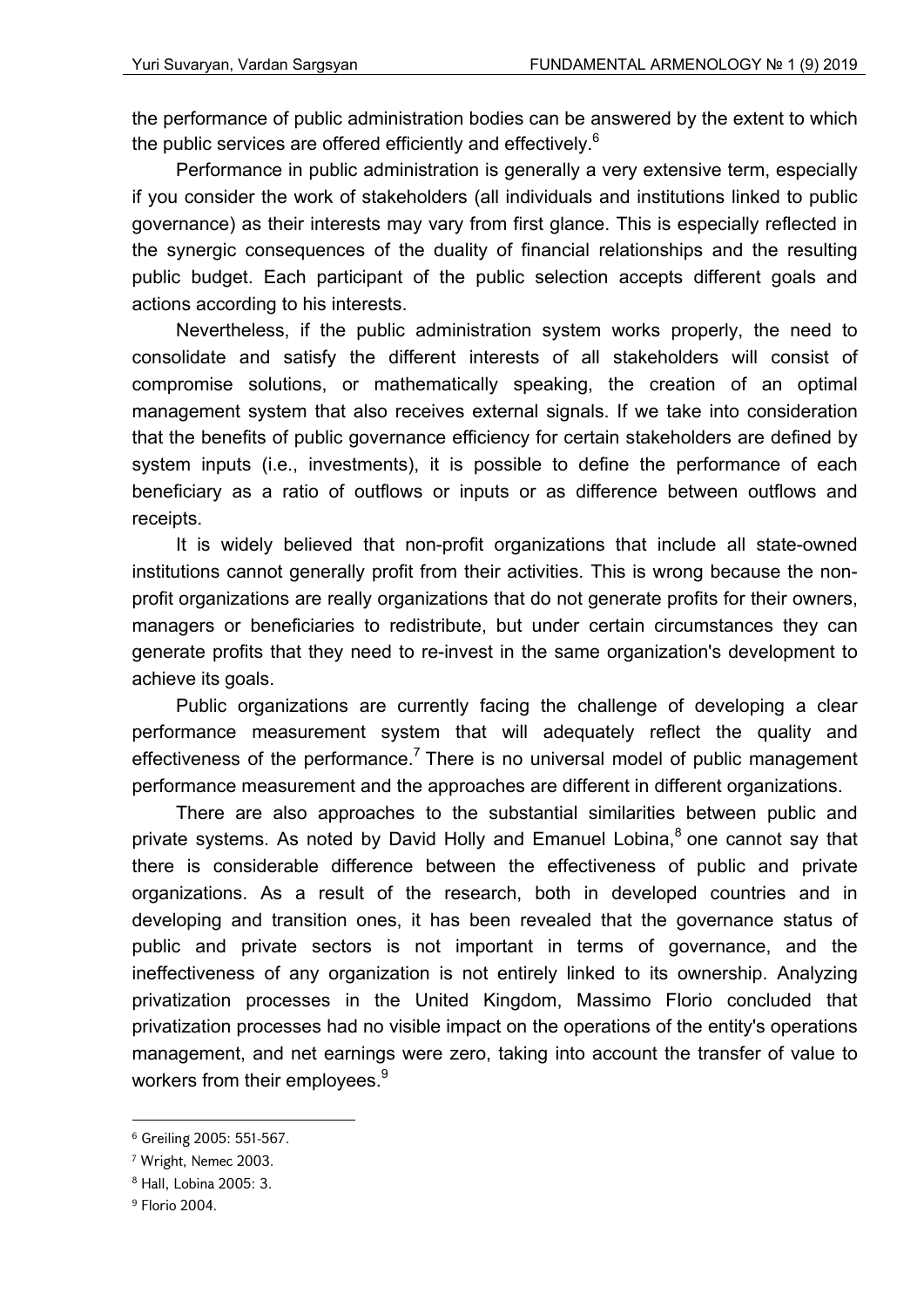the performance of public administration bodies can be answered by the extent to which the public services are offered efficiently and effectively.[6]

Performance in public administration is generally a very extensive term, especially if you consider the work of stakeholders (all individuals and institutions linked to public governance) as their interests may vary from first glance. This is especially reflected in the synergic consequences of the duality of financial relationships and the resulting public budget. Each participant of the public selection accepts different goals and actions according to his interests.

Nevertheless, if the public administration system works properly, the need to consolidate and satisfy the different interests of all stakeholders will consist of compromise solutions, or mathematically speaking, the creation of an optimal management system that also receives external signals. If we take into consideration that the benefits of public governance efficiency for certain stakeholders are defined by system inputs (i.e., investments), it is possible to define the performance of each beneficiary as a ratio of outflows or inputs or as difference between outflows and receipts.

It is widely believed that non-profit organizations that include all state-owned institutions cannot generally profit from their activities. This is wrong because the non-profit organizations are really organizations that do not generate profits for their owners, managers or beneficiaries to redistribute, but under certain circumstances they can generate profits that they need to re-invest in the same organization's development to achieve its goals.

Public organizations are currently facing the challenge of developing a clear performance measurement system that will adequately reflect the quality and effectiveness of the performance.[7] There is no universal model of public management performance measurement and the approaches are different in different organizations.

There are also approaches to the substantial similarities between public and private systems. As noted by David Holly and Emanuel Lobina,[8] one cannot say that there is considerable difference between the effectiveness of public and private organizations. As a result of the research, both in developed countries and in developing and transition ones, it has been revealed that the governance status of public and private sectors is not important in terms of governance, and the ineffectiveness of any organization is not entirely linked to its ownership. Analyzing privatization processes in the United Kingdom, Massimo Florio concluded that privatization processes had no visible impact on the operations of the entity's operations management, and net earnings were zero, taking into account the transfer of value to workers from their employees.[9]

---

[6] Greiling 2005: 551-567.

[7] Wright, Nemec 2003.

[8] Hall, Lobina 2005: 3.

[9] Florio 2004.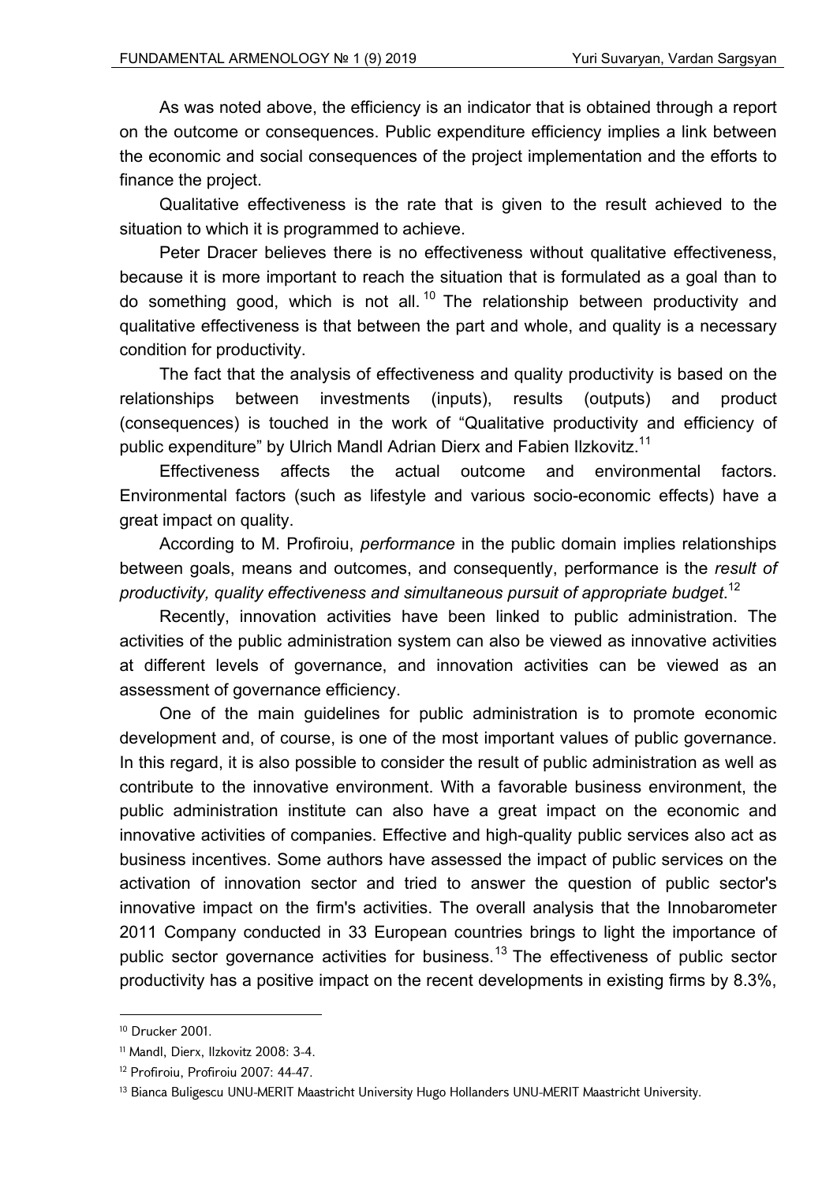As was noted above, the efficiency is an indicator that is obtained through a report on the outcome or consequences. Public expenditure efficiency implies a link between the economic and social consequences of the project implementation and the efforts to finance the project.

Qualitative effectiveness is the rate that is given to the result achieved to the situation to which it is programmed to achieve.

Peter Dracer believes there is no effectiveness without qualitative effectiveness, because it is more important to reach the situation that is formulated as a goal than to do something good, which is not all.[10] The relationship between productivity and qualitative effectiveness is that between the part and whole, and quality is a necessary condition for productivity.

The fact that the analysis of effectiveness and quality productivity is based on the relationships between investments (inputs), results (outputs) and product (consequences) is touched in the work of "Qualitative productivity and efficiency of public expenditure" by Ulrich Mandl Adrian Dierx and Fabien Ilzkovitz.[11]

Effectiveness affects the actual outcome and environmental factors. Environmental factors (such as lifestyle and various socio-economic effects) have a great impact on quality.

According to M. Profiroiu, *performance* in the public domain implies relationships between goals, means and outcomes, and consequently, performance is the *result of productivity, quality effectiveness and simultaneous pursuit of appropriate budget*.[12]

Recently, innovation activities have been linked to public administration. The activities of the public administration system can also be viewed as innovative activities at different levels of governance, and innovation activities can be viewed as an assessment of governance efficiency.

One of the main guidelines for public administration is to promote economic development and, of course, is one of the most important values of public governance. In this regard, it is also possible to consider the result of public administration as well as contribute to the innovative environment. With a favorable business environment, the public administration institute can also have a great impact on the economic and innovative activities of companies. Effective and high-quality public services also act as business incentives. Some authors have assessed the impact of public services on the activation of innovation sector and tried to answer the question of public sector's innovative impact on the firm's activities. The overall analysis that the Innobarometer 2011 Company conducted in 33 European countries brings to light the importance of public sector governance activities for business.[13] The effectiveness of public sector productivity has a positive impact on the recent developments in existing firms by 8.3%,

---

[10] Drucker 2001.

[11] Mandl, Dierx, Ilzkovitz 2008: 3-4.

[12] Profiroiu, Profiroiu 2007: 44-47.

[13] Bianca Buligescu UNU-MERIT Maastricht University Hugo Hollanders UNU-MERIT Maastricht University.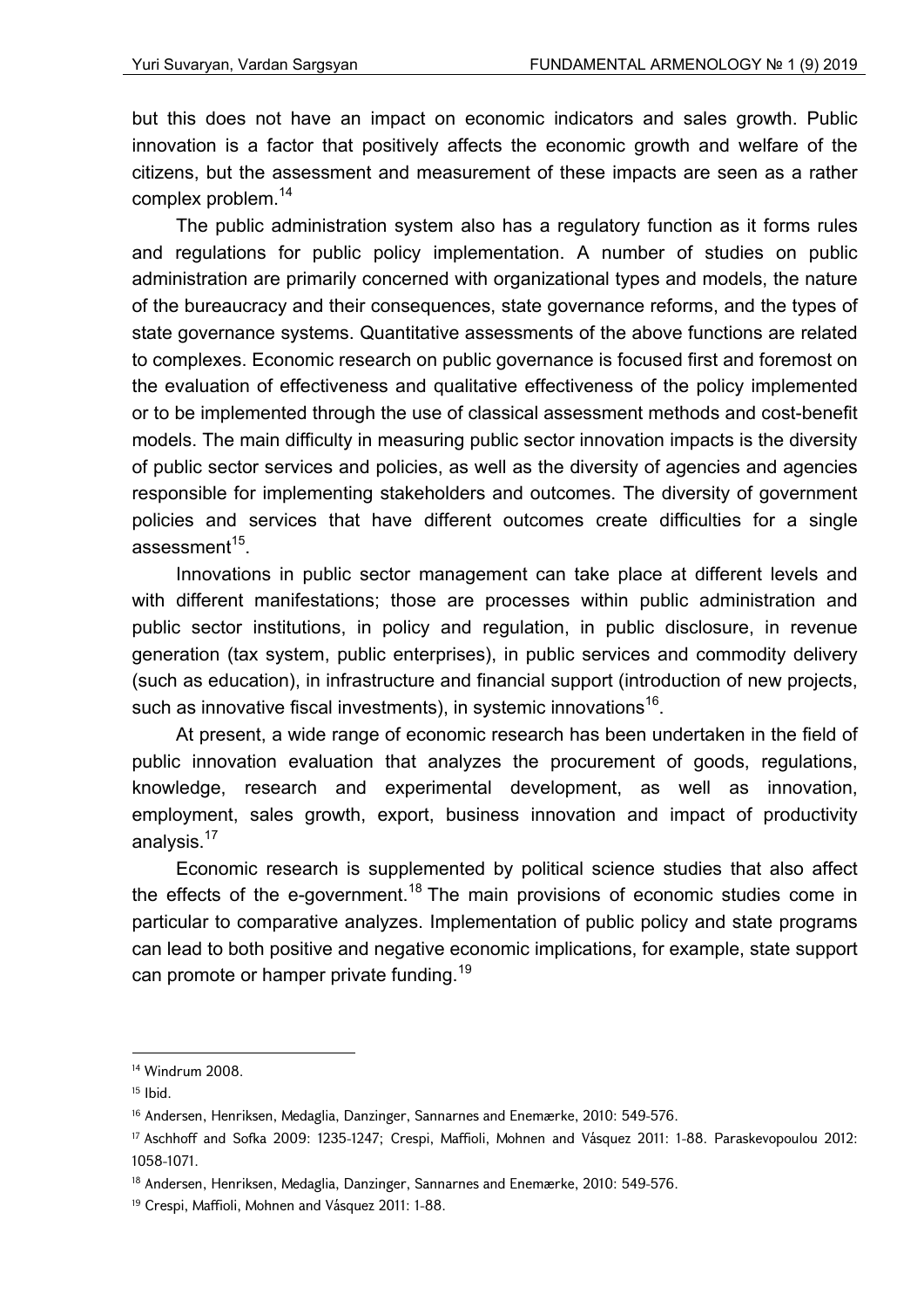but this does not have an impact on economic indicators and sales growth. Public innovation is a factor that positively affects the economic growth and welfare of the citizens, but the assessment and measurement of these impacts are seen as a rather complex problem.[14]

The public administration system also has a regulatory function as it forms rules and regulations for public policy implementation. A number of studies on public administration are primarily concerned with organizational types and models, the nature of the bureaucracy and their consequences, state governance reforms, and the types of state governance systems. Quantitative assessments of the above functions are related to complexes. Economic research on public governance is focused first and foremost on the evaluation of effectiveness and qualitative effectiveness of the policy implemented or to be implemented through the use of classical assessment methods and cost-benefit models. The main difficulty in measuring public sector innovation impacts is the diversity of public sector services and policies, as well as the diversity of agencies and agencies responsible for implementing stakeholders and outcomes. The diversity of government policies and services that have different outcomes create difficulties for a single assessment[15].

Innovations in public sector management can take place at different levels and with different manifestations; those are processes within public administration and public sector institutions, in policy and regulation, in public disclosure, in revenue generation (tax system, public enterprises), in public services and commodity delivery (such as education), in infrastructure and financial support (introduction of new projects, such as innovative fiscal investments), in systemic innovations[16].

At present, a wide range of economic research has been undertaken in the field of public innovation evaluation that analyzes the procurement of goods, regulations, knowledge, research and experimental development, as well as innovation, employment, sales growth, export, business innovation and impact of productivity analysis.[17]

Economic research is supplemented by political science studies that also affect the effects of the e-government.[18] The main provisions of economic studies come in particular to comparative analyzes. Implementation of public policy and state programs can lead to both positive and negative economic implications, for example, state support can promote or hamper private funding.[19]

---

[14] Windrum 2008.

[15] Ibid.

[16] Andersen, Henriksen, Medaglia, Danzinger, Sannarnes and Enemærke, 2010: 549-576.

[17] Aschhoff and Sofka 2009: 1235-1247; Crespi, Maffioli, Mohnen and Vásquez 2011: 1-88. Paraskevopoulou 2012: 1058-1071.

[18] Andersen, Henriksen, Medaglia, Danzinger, Sannarnes and Enemærke, 2010: 549-576.

[19] Crespi, Maffioli, Mohnen and Vásquez 2011: 1-88.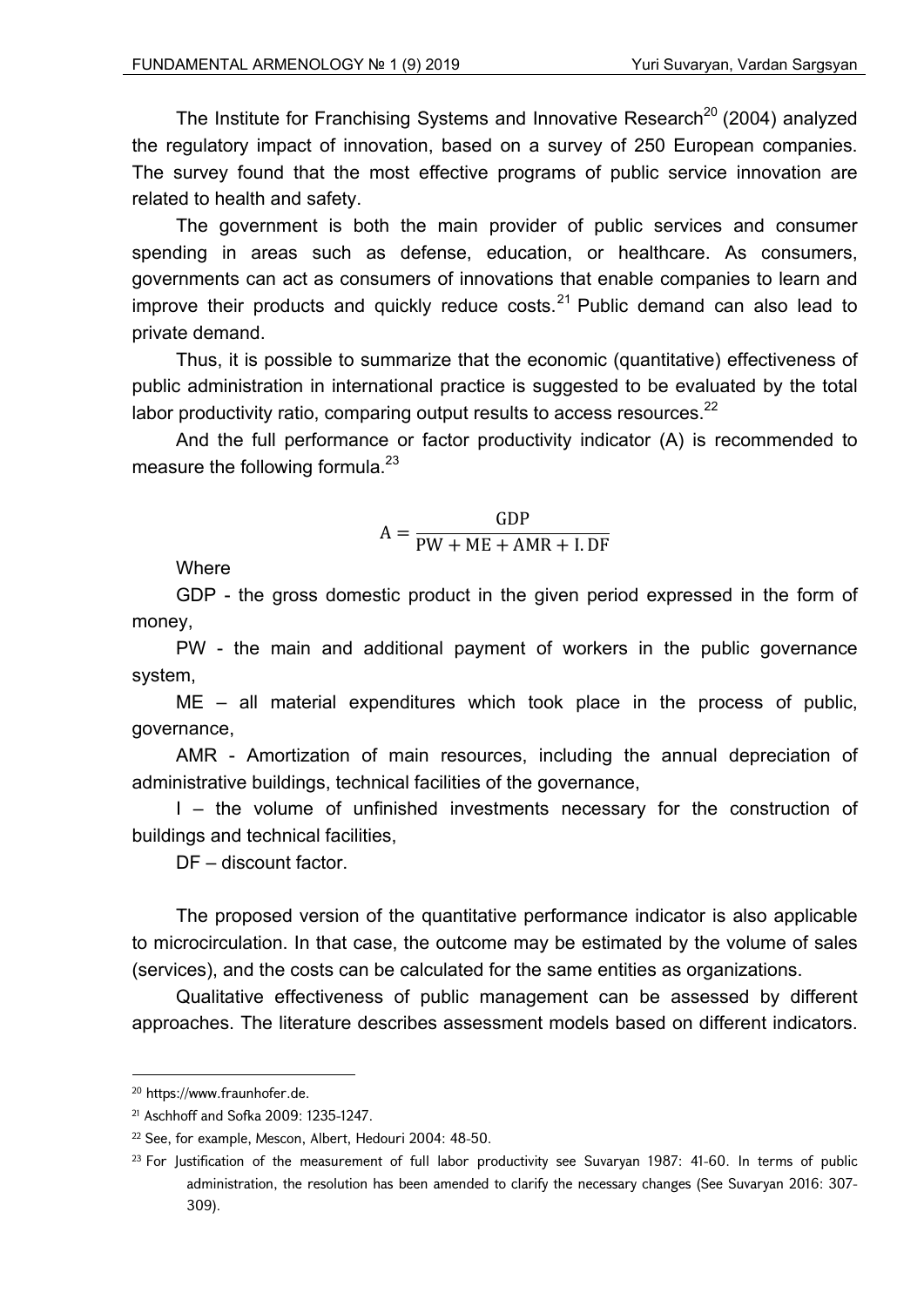The Institute for Franchising Systems and Innovative Research[20] (2004) analyzed the regulatory impact of innovation, based on a survey of 250 European companies. The survey found that the most effective programs of public service innovation are related to health and safety.

The government is both the main provider of public services and consumer spending in areas such as defense, education, or healthcare. As consumers, governments can act as consumers of innovations that enable companies to learn and improve their products and quickly reduce costs.[21] Public demand can also lead to private demand.

Thus, it is possible to summarize that the economic (quantitative) effectiveness of public administration in international practice is suggested to be evaluated by the total labor productivity ratio, comparing output results to access resources.[22]

And the full performance or factor productivity indicator (A) is recommended to measure the following formula.[23]

$$A = \frac{\mathrm{GDP}}{\mathrm{PW} + \mathrm{ME} + \mathrm{AMR} + \mathrm{I.DF}}$$

Where

GDP - the gross domestic product in the given period expressed in the form of money,

PW - the main and additional payment of workers in the public governance system,

ME – all material expenditures which took place in the process of public, governance,

AMR - Amortization of main resources, including the annual depreciation of administrative buildings, technical facilities of the governance,

I – the volume of unfinished investments necessary for the construction of buildings and technical facilities,

DF – discount factor.

The proposed version of the quantitative performance indicator is also applicable to microcirculation. In that case, the outcome may be estimated by the volume of sales (services), and the costs can be calculated for the same entities as organizations.

Qualitative effectiveness of public management can be assessed by different approaches. The literature describes assessment models based on different indicators.

---

[20] https://www.fraunhofer.de.

[21] Aschhoff and Sofka 2009: 1235-1247.

[22] See, for example, Mescon, Albert, Hedouri 2004: 48-50.

[23] For Justification of the measurement of full labor productivity see Suvaryan 1987: 41-60. In terms of public administration, the resolution has been amended to clarify the necessary changes (See Suvaryan 2016: 307-309).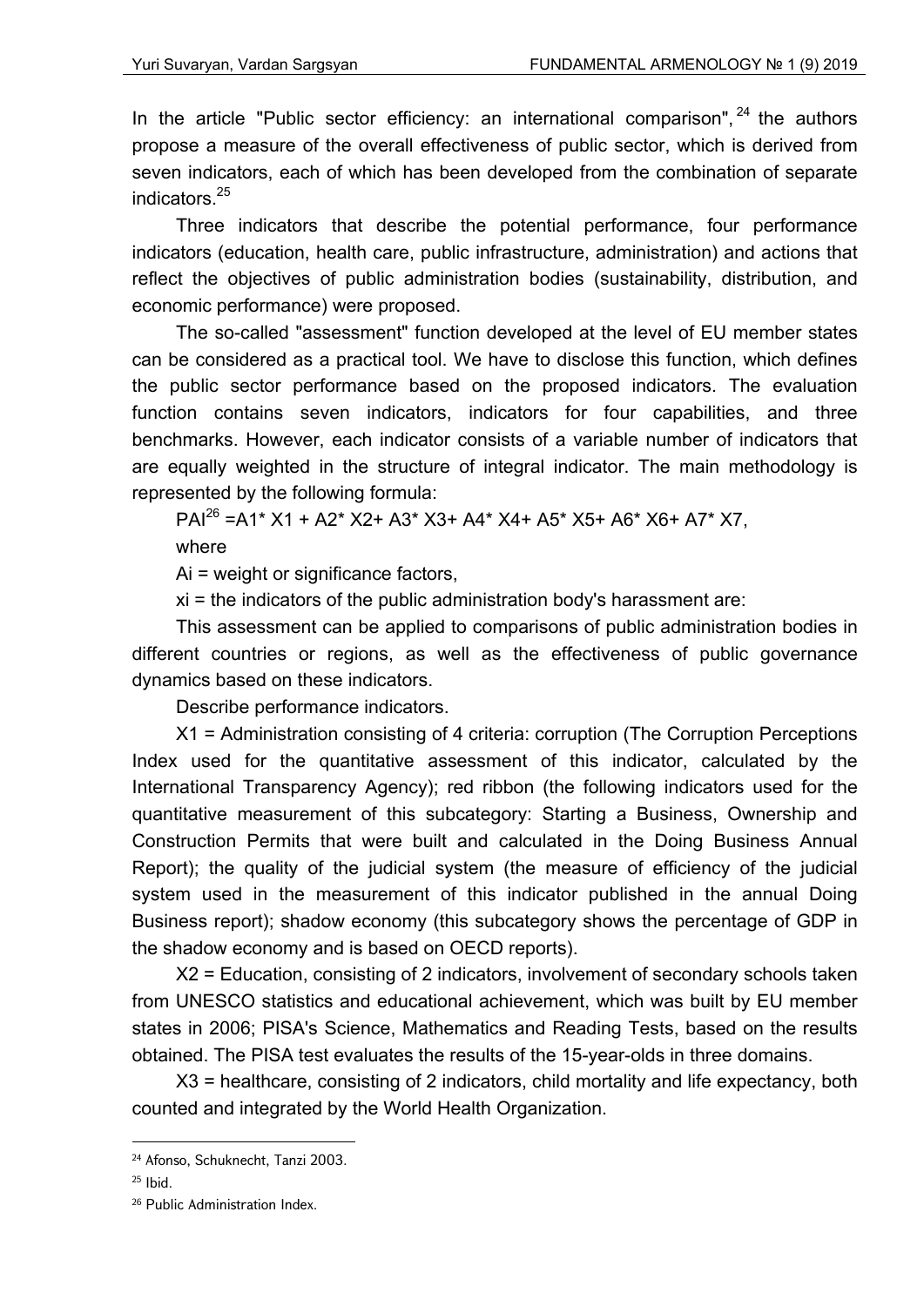In the article "Public sector efficiency: an international comparison",[24] the authors propose a measure of the overall effectiveness of public sector, which is derived from seven indicators, each of which has been developed from the combination of separate indicators.[25]

Three indicators that describe the potential performance, four performance indicators (education, health care, public infrastructure, administration) and actions that reflect the objectives of public administration bodies (sustainability, distribution, and economic performance) were proposed.

The so-called "assessment" function developed at the level of EU member states can be considered as a practical tool. We have to disclose this function, which defines the public sector performance based on the proposed indicators. The evaluation function contains seven indicators, indicators for four capabilities, and three benchmarks. However, each indicator consists of a variable number of indicators that are equally weighted in the structure of integral indicator. The main methodology is represented by the following formula:

PAI[26] $= A1 * X1 + A2 * X2 + A3 * X3 + A4 * X4 + A5 * X5 + A6 * X6 + A7 * X7$,

where

$A_i$ = weight or significance factors,

$x_i$ = the indicators of the public administration body's harassment are:

This assessment can be applied to comparisons of public administration bodies in different countries or regions, as well as the effectiveness of public governance dynamics based on these indicators.

Describe performance indicators.

X1 = Administration consisting of 4 criteria: corruption (The Corruption Perceptions Index used for the quantitative assessment of this indicator, calculated by the International Transparency Agency); red ribbon (the following indicators used for the quantitative measurement of this subcategory: Starting a Business, Ownership and Construction Permits that were built and calculated in the Doing Business Annual Report); the quality of the judicial system (the measure of efficiency of the judicial system used in the measurement of this indicator published in the annual Doing Business report); shadow economy (this subcategory shows the percentage of GDP in the shadow economy and is based on OECD reports).

X2 = Education, consisting of 2 indicators, involvement of secondary schools taken from UNESCO statistics and educational achievement, which was built by EU member states in 2006; PISA's Science, Mathematics and Reading Tests, based on the results obtained. The PISA test evaluates the results of the 15-year-olds in three domains.

X3 = healthcare, consisting of 2 indicators, child mortality and life expectancy, both counted and integrated by the World Health Organization.

---

[24] Afonso, Schuknecht, Tanzi 2003.

[25] Ibid.

[26] Public Administration Index.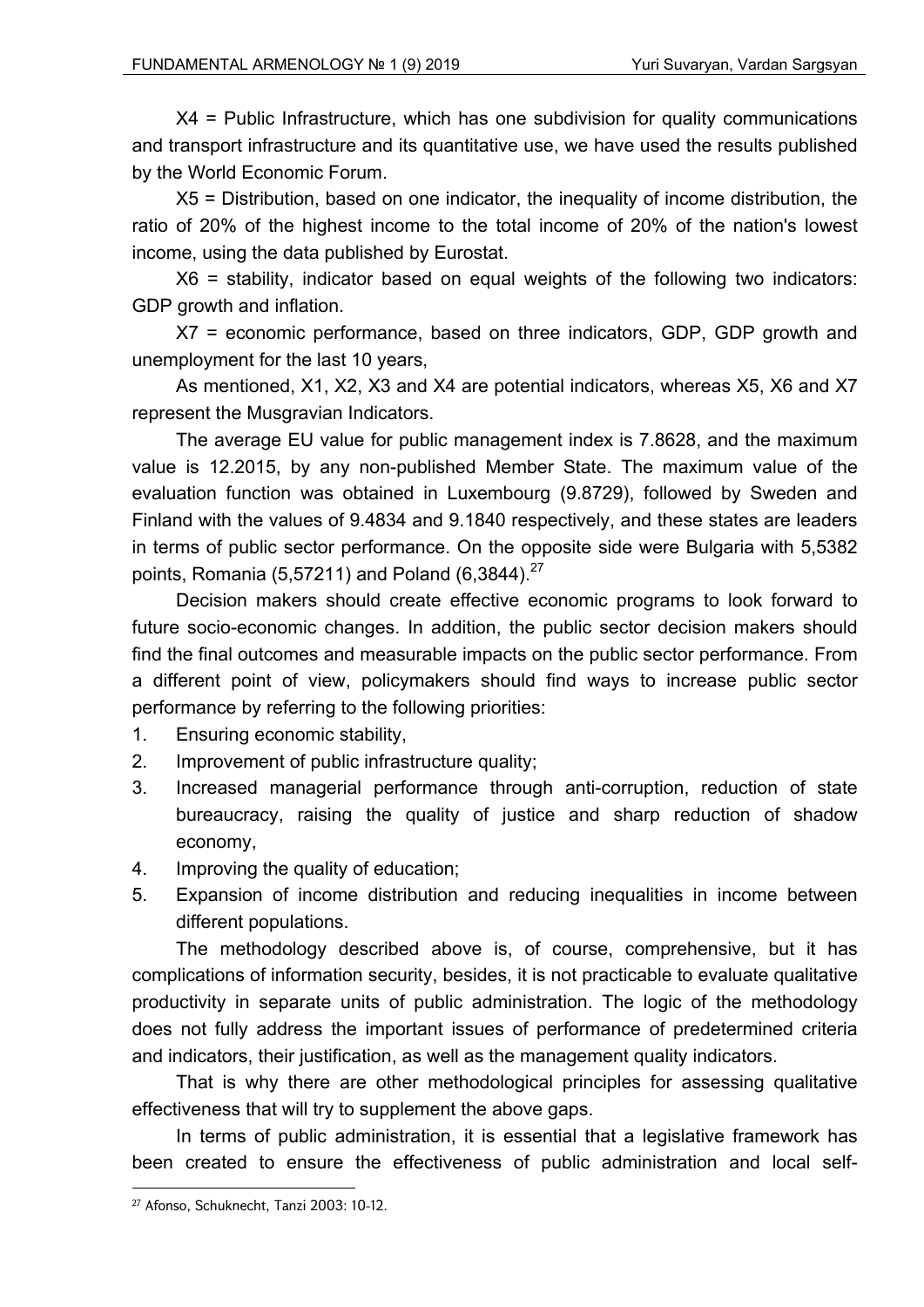X4 = Public Infrastructure, which has one subdivision for quality communications and transport infrastructure and its quantitative use, we have used the results published by the World Economic Forum.

X5 = Distribution, based on one indicator, the inequality of income distribution, the ratio of 20% of the highest income to the total income of 20% of the nation's lowest income, using the data published by Eurostat.

X6 = stability, indicator based on equal weights of the following two indicators: GDP growth and inflation.

X7 = economic performance, based on three indicators, GDP, GDP growth and unemployment for the last 10 years,

As mentioned, X1, X2, X3 and X4 are potential indicators, whereas X5, X6 and X7 represent the Musgravian Indicators.

The average EU value for public management index is 7.8628, and the maximum value is 12.2015, by any non-published Member State. The maximum value of the evaluation function was obtained in Luxembourg (9.8729), followed by Sweden and Finland with the values of 9.4834 and 9.1840 respectively, and these states are leaders in terms of public sector performance. On the opposite side were Bulgaria with 5,5382 points, Romania (5,57211) and Poland (6,3844).[27]

Decision makers should create effective economic programs to look forward to future socio-economic changes. In addition, the public sector decision makers should find the final outcomes and measurable impacts on the public sector performance. From a different point of view, policymakers should find ways to increase public sector performance by referring to the following priorities:

1. Ensuring economic stability,
2. Improvement of public infrastructure quality;
3. Increased managerial performance through anti-corruption, reduction of state bureaucracy, raising the quality of justice and sharp reduction of shadow economy,
4. Improving the quality of education;
5. Expansion of income distribution and reducing inequalities in income between different populations.

The methodology described above is, of course, comprehensive, but it has complications of information security, besides, it is not practicable to evaluate qualitative productivity in separate units of public administration. The logic of the methodology does not fully address the important issues of performance of predetermined criteria and indicators, their justification, as well as the management quality indicators.

That is why there are other methodological principles for assessing qualitative effectiveness that will try to supplement the above gaps.

In terms of public administration, it is essential that a legislative framework has been created to ensure the effectiveness of public administration and local self-

---

[27] Afonso, Schuknecht, Tanzi 2003: 10-12.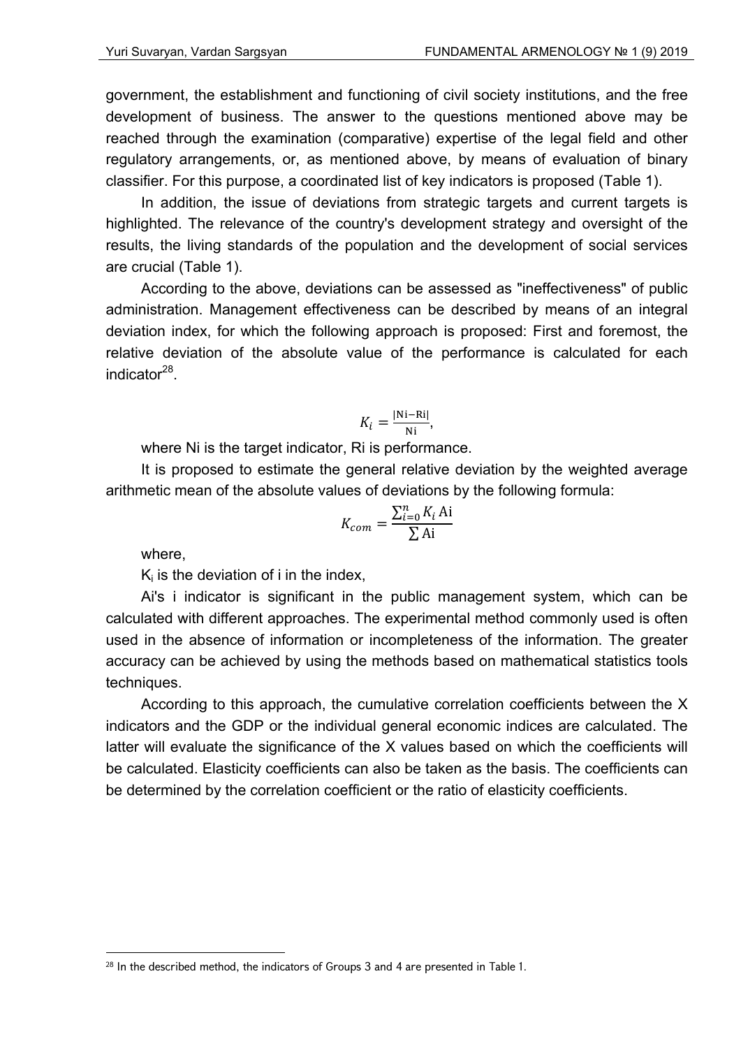government, the establishment and functioning of civil society institutions, and the free development of business. The answer to the questions mentioned above may be reached through the examination (comparative) expertise of the legal field and other regulatory arrangements, or, as mentioned above, by means of evaluation of binary classifier. For this purpose, a coordinated list of key indicators is proposed (Table 1).

In addition, the issue of deviations from strategic targets and current targets is highlighted. The relevance of the country's development strategy and oversight of the results, the living standards of the population and the development of social services are crucial (Table 1).

According to the above, deviations can be assessed as "ineffectiveness" of public administration. Management effectiveness can be described by means of an integral deviation index, for which the following approach is proposed: First and foremost, the relative deviation of the absolute value of the performance is calculated for each indicator[28].

$$K_i = \frac{|\mathrm{Ni} - \mathrm{Ri}|}{\mathrm{Ni}},$$

where Ni is the target indicator, Ri is performance.

It is proposed to estimate the general relative deviation by the weighted average arithmetic mean of the absolute values of deviations by the following formula:

$$K_{com} = \frac{\sum_{i=0}^{n} K_i \,\mathrm{Ai}}{\sum \mathrm{Ai}}$$

where,

$K_i$ is the deviation of i in the index,

Ai's i indicator is significant in the public management system, which can be calculated with different approaches. The experimental method commonly used is often used in the absence of information or incompleteness of the information. The greater accuracy can be achieved by using the methods based on mathematical statistics tools techniques.

According to this approach, the cumulative correlation coefficients between the X indicators and the GDP or the individual general economic indices are calculated. The latter will evaluate the significance of the X values based on which the coefficients will be calculated. Elasticity coefficients can also be taken as the basis. The coefficients can be determined by the correlation coefficient or the ratio of elasticity coefficients.

---

[28] In the described method, the indicators of Groups 3 and 4 are presented in Table 1.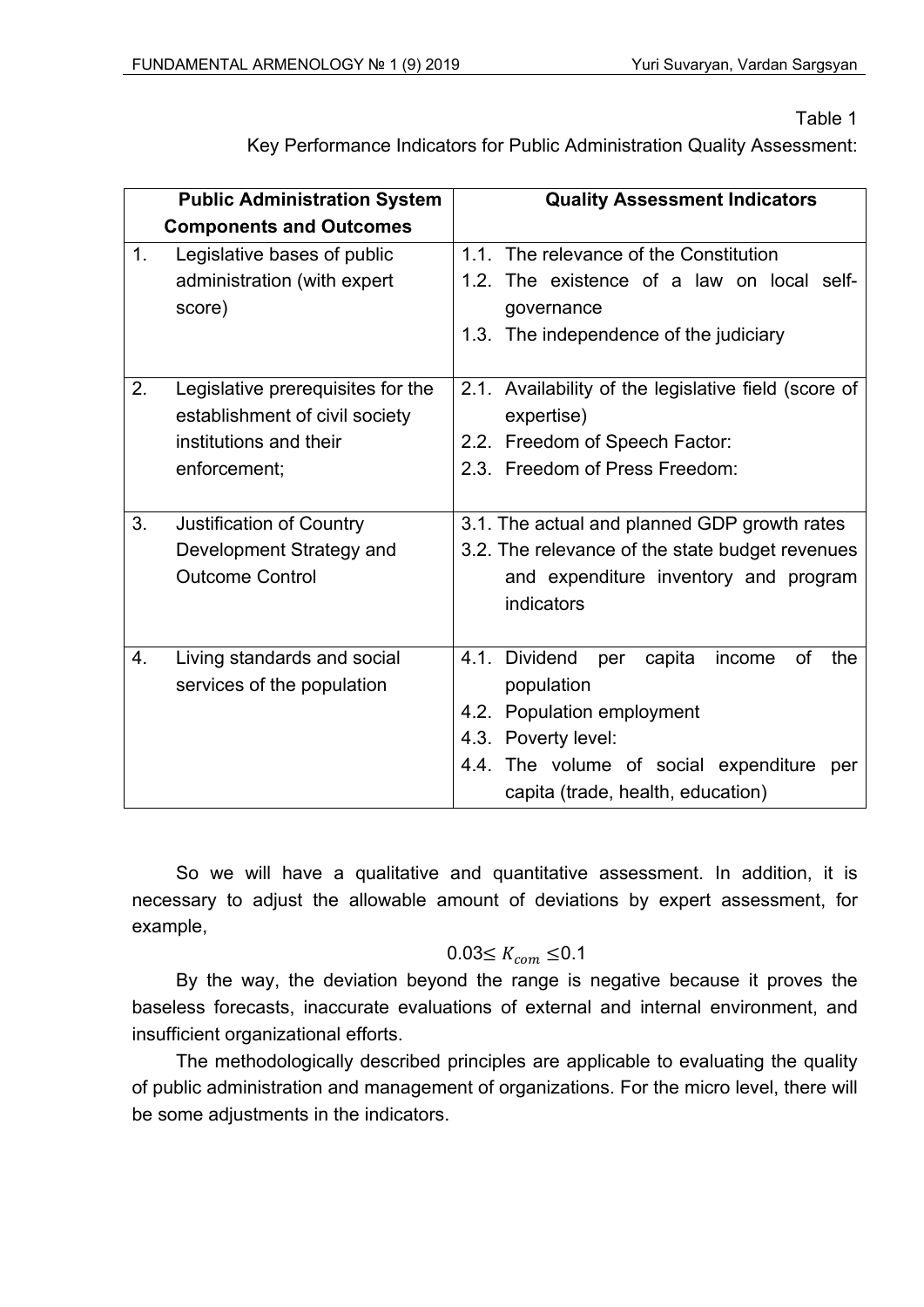Table 1

Key Performance Indicators for Public Administration Quality Assessment:

| Public Administration System Components and Outcomes | Quality Assessment Indicators |
|---|---|
| 1. Legislative bases of public administration (with expert score) | 1.1. The relevance of the Constitution<br>1.2. The existence of a law on local self-governance<br>1.3. The independence of the judiciary |
| 2. Legislative prerequisites for the establishment of civil society institutions and their enforcement; | 2.1. Availability of the legislative field (score of expertise)<br>2.2. Freedom of Speech Factor:<br>2.3. Freedom of Press Freedom: |
| 3. Justification of Country Development Strategy and Outcome Control | 3.1. The actual and planned GDP growth rates<br>3.2. The relevance of the state budget revenues and expenditure inventory and program indicators |
| 4. Living standards and social services of the population | 4.1. Dividend per capita income of the population<br>4.2. Population employment<br>4.3. Poverty level:<br>4.4. The volume of social expenditure per capita (trade, health, education) |

So we will have a qualitative and quantitative assessment. In addition, it is necessary to adjust the allowable amount of deviations by expert assessment, for example,

$$0.03 \leq K_{com} \leq 0.1$$

By the way, the deviation beyond the range is negative because it proves the baseless forecasts, inaccurate evaluations of external and internal environment, and insufficient organizational efforts.

The methodologically described principles are applicable to evaluating the quality of public administration and management of organizations. For the micro level, there will be some adjustments in the indicators.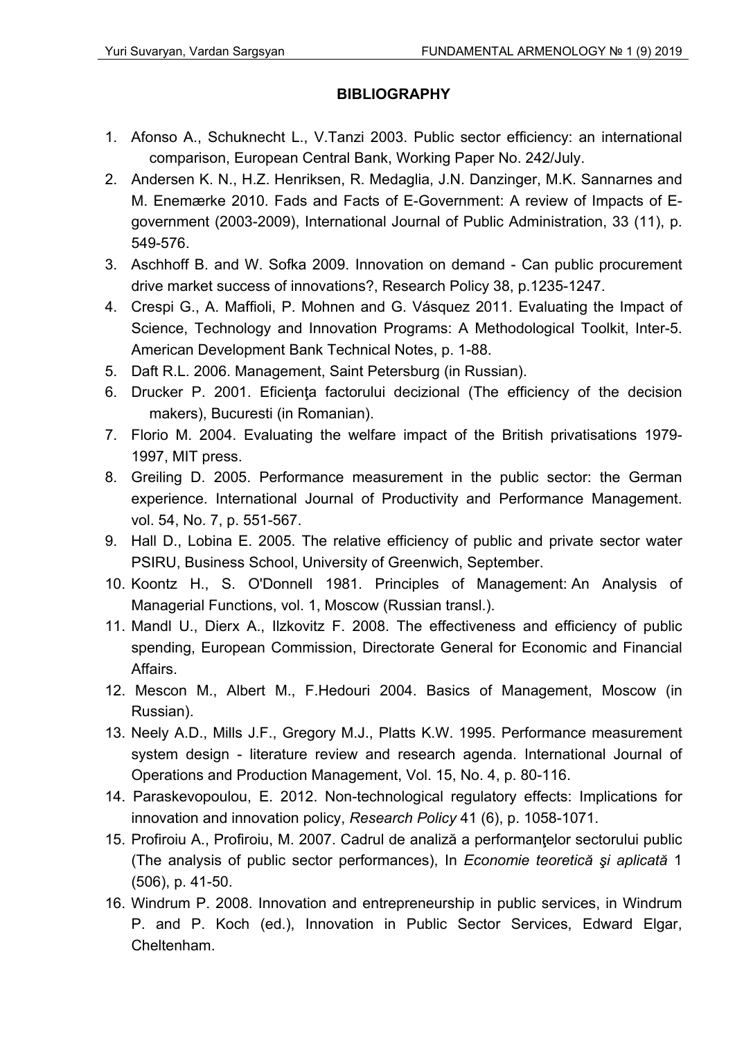## BIBLIOGRAPHY

1. Afonso A., Schuknecht L., V.Tanzi 2003. Public sector efficiency: an international comparison, European Central Bank, Working Paper No. 242/July.
2. Andersen K. N., H.Z. Henriksen, R. Medaglia, J.N. Danzinger, M.K. Sannarnes and M. Enemærke 2010. Fads and Facts of E-Government: A review of Impacts of E-government (2003-2009), International Journal of Public Administration, 33 (11), p. 549-576.
3. Aschhoff B. and W. Sofka 2009. Innovation on demand - Can public procurement drive market success of innovations?, Research Policy 38, p.1235-1247.
4. Crespi G., A. Maffioli, P. Mohnen and G. Vásquez 2011. Evaluating the Impact of Science, Technology and Innovation Programs: A Methodological Toolkit, Inter-5. American Development Bank Technical Notes, p. 1-88.
5. Daft R.L. 2006. Management, Saint Petersburg (in Russian).
6. Drucker P. 2001. Eficienţa factorului decizional (The efficiency of the decision makers), Bucuresti (in Romanian).
7. Florio M. 2004. Evaluating the welfare impact of the British privatisations 1979-1997, MIT press.
8. Greiling D. 2005. Performance measurement in the public sector: the German experience. International Journal of Productivity and Performance Management. vol. 54, No. 7, p. 551-567.
9. Hall D., Lobina E. 2005. The relative efficiency of public and private sector water PSIRU, Business School, University of Greenwich, September.
10. Koontz H., S. O'Donnell 1981. Principles of Management: An Analysis of Managerial Functions, vol. 1, Moscow (Russian transl.).
11. Mandl U., Dierx A., Ilzkovitz F. 2008. The effectiveness and efficiency of public spending, European Commission, Directorate General for Economic and Financial Affairs.
12. Mescon M., Albert M., F.Hedouri 2004. Basics of Management, Moscow (in Russian).
13. Neely A.D., Mills J.F., Gregory M.J., Platts K.W. 1995. Performance measurement system design - literature review and research agenda. International Journal of Operations and Production Management, Vol. 15, No. 4, p. 80-116.
14. Paraskevopoulou, E. 2012. Non-technological regulatory effects: Implications for innovation and innovation policy, *Research Policy* 41 (6), p. 1058-1071.
15. Profiroiu A., Profiroiu, M. 2007. Cadrul de analiză a performanţelor sectorului public (The analysis of public sector performances), In *Economie teoretică şi aplicată* 1 (506), p. 41-50.
16. Windrum P. 2008. Innovation and entrepreneurship in public services, in Windrum P. and P. Koch (ed.), Innovation in Public Sector Services, Edward Elgar, Cheltenham.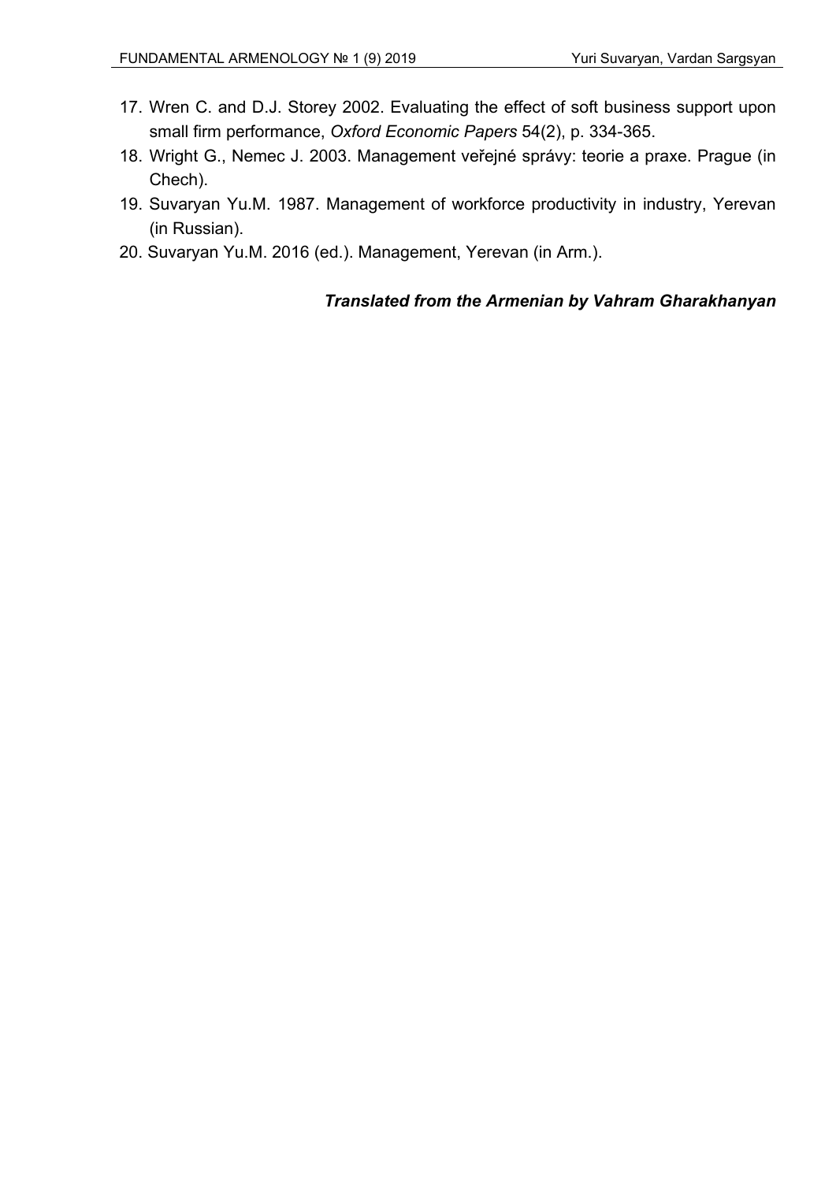17. Wren C. and D.J. Storey 2002. Evaluating the effect of soft business support upon small firm performance, *Oxford Economic Papers* 54(2), p. 334-365.
18. Wright G., Nemec J. 2003. Management veřejné správy: teorie a praxe. Prague (in Chech).
19. Suvaryan Yu.M. 1987. Management of workforce productivity in industry, Yerevan (in Russian).
20. Suvaryan Yu.M. 2016 (ed.). Management, Yerevan (in Arm.).

***Translated from the Armenian by Vahram Gharakhanyan***